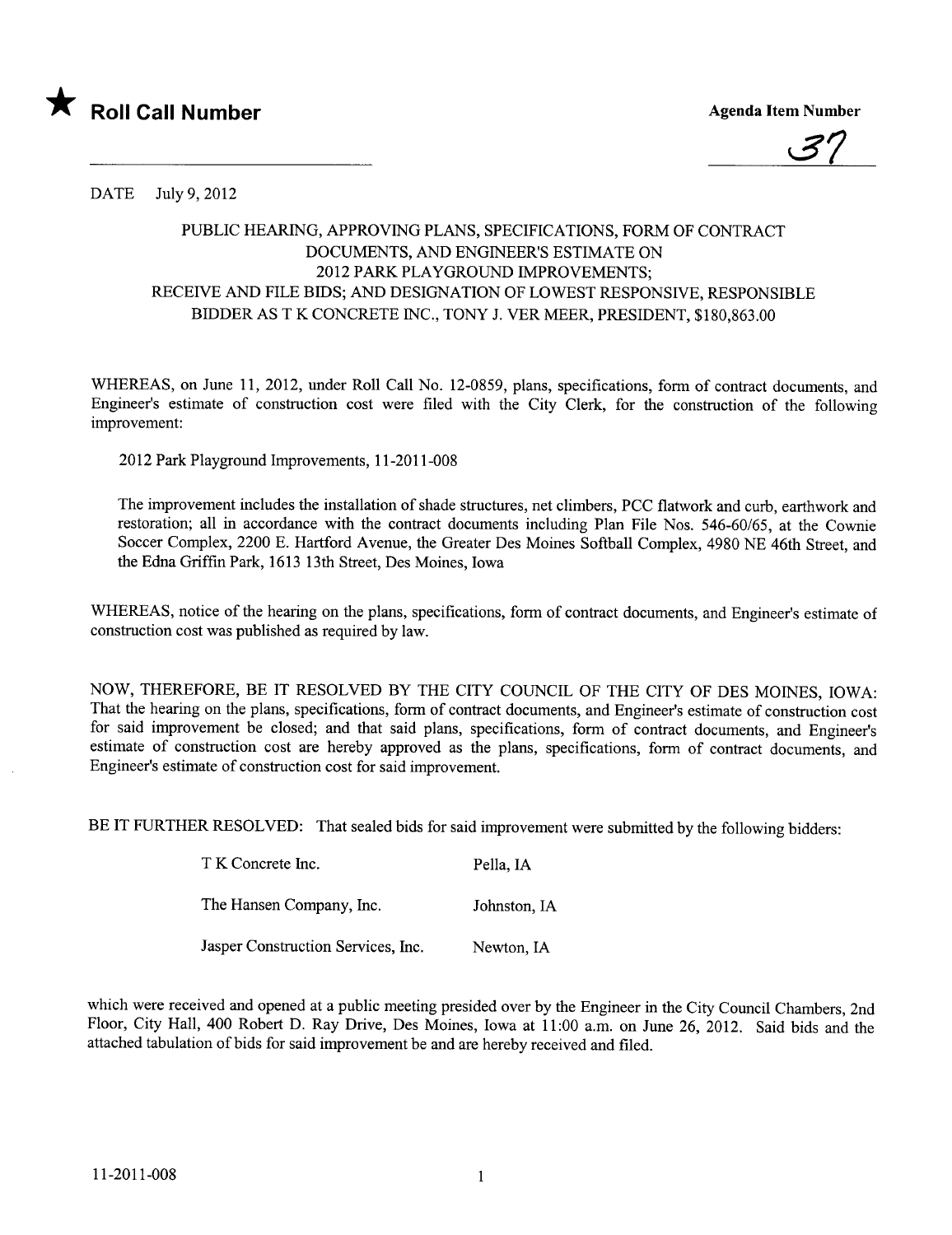★ **Roll Call Number**

**Agenda Item Number**

37

DATE July 9, 2012

PUBLIC HEARING, APPROVING PLANS, SPECIFICATIONS, FORM OF CONTRACT DOCUMENTS, AND ENGINEER'S ESTIMATE ON 2012 PARK PLAYGROUND IMPROVEMENTS; RECEIVE AND FILE BIDS; AND DESIGNATION OF LOWEST RESPONSIVE, RESPONSIBLE BIDDER AS T K CONCRETE INC., TONY J. VER MEER, PRESIDENT, $180,863.00

WHEREAS, on June 11, 2012, under Roll Call No. 12-0859, plans, specifications, form of contract documents, and Engineer's estimate of construction cost were filed with the City Clerk, for the construction of the following improvement:

2012 Park Playground Improvements, 11-2011-008

The improvement includes the installation of shade structures, net climbers, PCC flatwork and curb, earthwork and restoration; all in accordance with the contract documents including Plan File Nos. 546-60/65, at the Cownie Soccer Complex, 2200 E. Hartford Avenue, the Greater Des Moines Softball Complex, 4980 NE 46th Street, and the Edna Griffin Park, 1613 13th Street, Des Moines, Iowa

WHEREAS, notice of the hearing on the plans, specifications, form of contract documents, and Engineer's estimate of construction cost was published as required by law.

NOW, THEREFORE, BE IT RESOLVED BY THE CITY COUNCIL OF THE CITY OF DES MOINES, IOWA: That the hearing on the plans, specifications, form of contract documents, and Engineer's estimate of construction cost for said improvement be closed; and that said plans, specifications, form of contract documents, and Engineer's estimate of construction cost are hereby approved as the plans, specifications, form of contract documents, and Engineer's estimate of construction cost for said improvement.

BE IT FURTHER RESOLVED: That sealed bids for said improvement were submitted by the following bidders:

| | |
|---|---|
| T K Concrete Inc. | Pella, IA |
| The Hansen Company, Inc. | Johnston, IA |
| Jasper Construction Services, Inc. | Newton, IA |

which were received and opened at a public meeting presided over by the Engineer in the City Council Chambers, 2nd Floor, City Hall, 400 Robert D. Ray Drive, Des Moines, Iowa at 11:00 a.m. on June 26, 2012. Said bids and the attached tabulation of bids for said improvement be and are hereby received and filed.

11-2011-008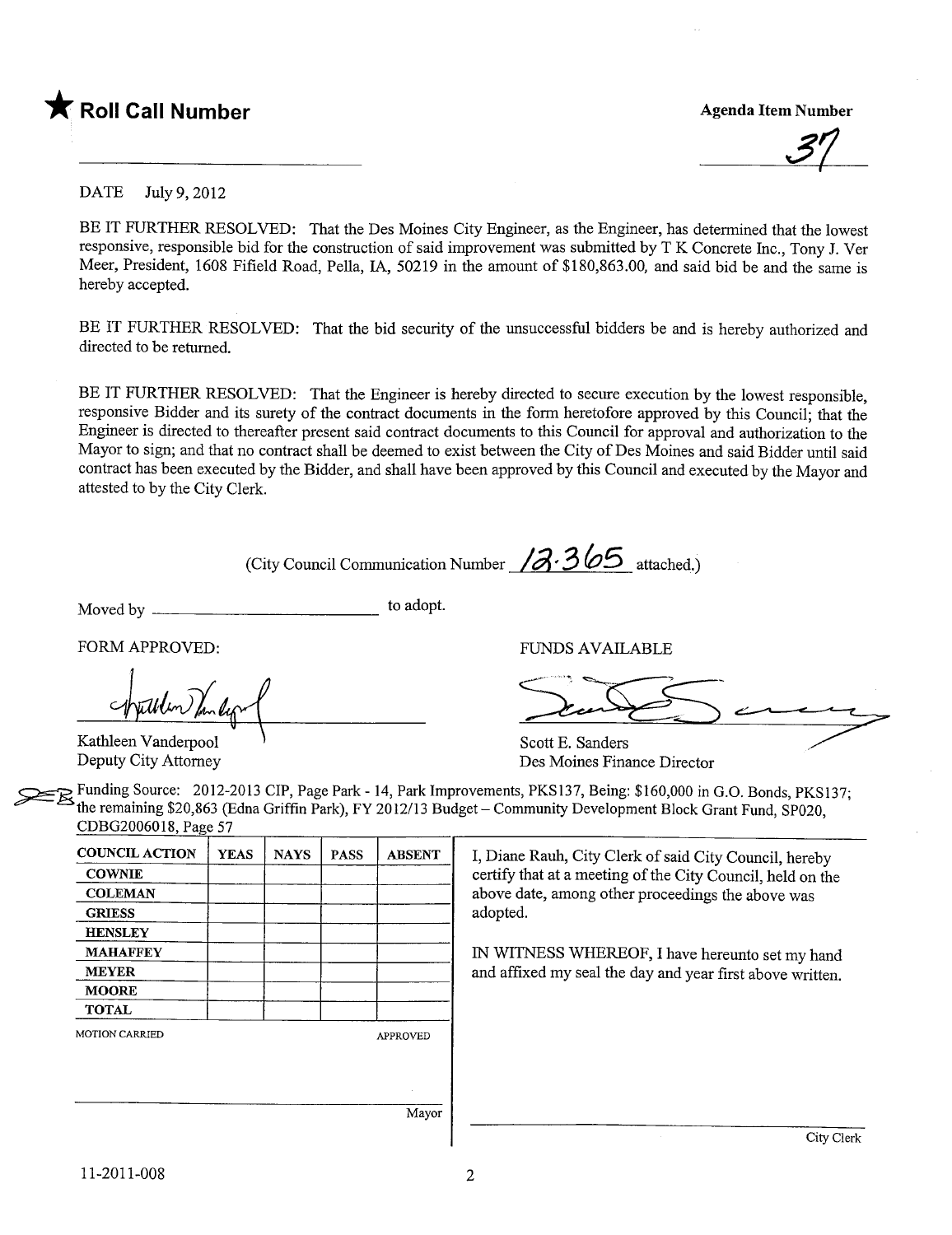★ **Roll Call Number**

**Agenda Item Number**

37

DATE July 9, 2012

BE IT FURTHER RESOLVED: That the Des Moines City Engineer, as the Engineer, has determined that the lowest responsive, responsible bid for the construction of said improvement was submitted by T K Concrete Inc., Tony J. Ver Meer, President, 1608 Fifield Road, Pella, IA, 50219 in the amount of $180,863.00, and said bid be and the same is hereby accepted.

BE IT FURTHER RESOLVED: That the bid security of the unsuccessful bidders be and is hereby authorized and directed to be returned.

BE IT FURTHER RESOLVED: That the Engineer is hereby directed to secure execution by the lowest responsible, responsive Bidder and its surety of the contract documents in the form heretofore approved by this Council; that the Engineer is directed to thereafter present said contract documents to this Council for approval and authorization to the Mayor to sign; and that no contract shall be deemed to exist between the City of Des Moines and said Bidder until said contract has been executed by the Bidder, and shall have been approved by this Council and executed by the Mayor and attested to by the City Clerk.

(City Council Communication Number 12-365 attached.)

Moved by ______________________ to adopt.

FORM APPROVED:

Kathleen Vanderpool
Deputy City Attorney

FUNDS AVAILABLE

Scott E. Sanders
Des Moines Finance Director

Funding Source: 2012-2013 CIP, Page Park - 14, Park Improvements, PKS137, Being: $160,000 in G.O. Bonds, PKS137; the remaining $20,863 (Edna Griffin Park), FY 2012/13 Budget – Community Development Block Grant Fund, SP020, CDBG2006018, Page 57

| COUNCIL ACTION | YEAS | NAYS | PASS | ABSENT |
|---|---|---|---|---|
| COWNIE | | | | |
| COLEMAN | | | | |
| GRIESS | | | | |
| HENSLEY | | | | |
| MAHAFFEY | | | | |
| MEYER | | | | |
| MOORE | | | | |
| TOTAL | | | | |

MOTION CARRIED APPROVED

______________________
Mayor

I, Diane Rauh, City Clerk of said City Council, hereby certify that at a meeting of the City Council, held on the above date, among other proceedings the above was adopted.

IN WITNESS WHEREOF, I have hereunto set my hand and affixed my seal the day and year first above written.

______________________
City Clerk

11-2011-008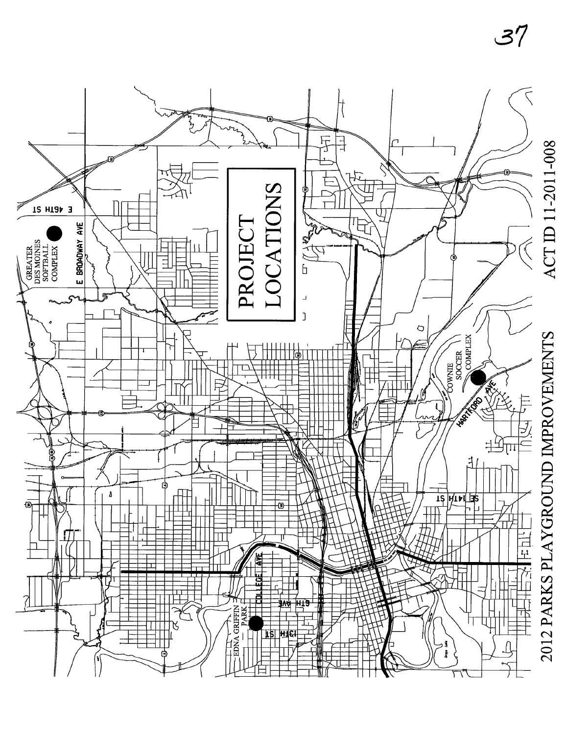# PROJECT LOCATIONS

GREATER DES MOINES SOFTBALL COMPLEX

E BROADWAY AVE

E 46TH ST

COWNIE SOCCER COMPLEX

HARTFORD AVE

SE 14TH ST

EDNA GRIFFIN PARK

COLLEGE AVE

6TH AVE

13TH ST

2012 PARKS PLAYGROUND IMPROVEMENTS

ACT ID 11-2011-008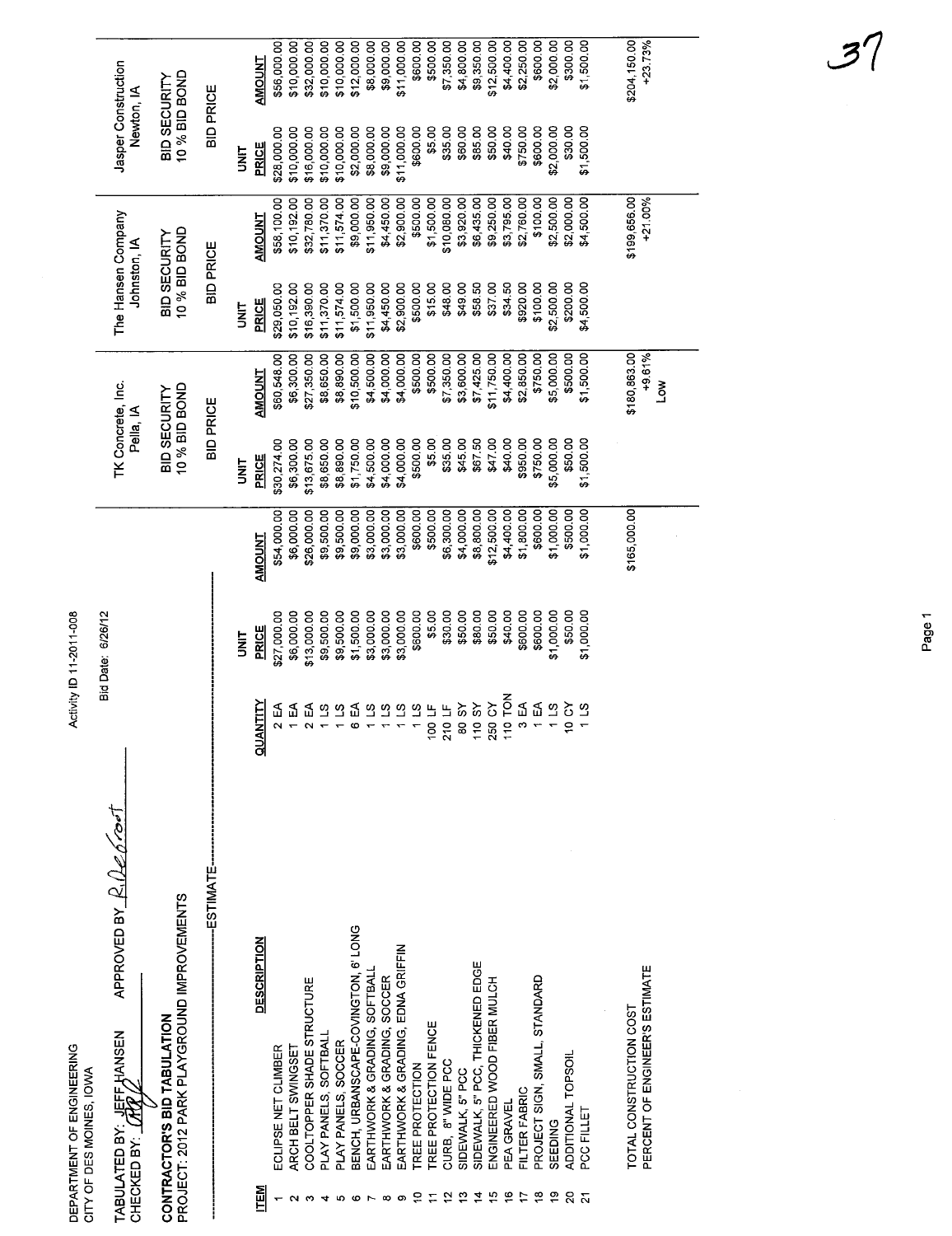DEPARTMENT OF ENGINEERING
CITY OF DES MOINES, IOWA

Activity ID 11-2011-008

TABULATED BY: JEFF HANSEN APPROVED BY: R. DeGroot
CHECKED BY: 

Bid Date: 6/26/12

**CONTRACTOR'S BID TABULATION**
**PROJECT: 2012 PARK PLAYGROUND IMPROVEMENTS**

| | | | ESTIMATE | | TK Concrete, Inc. Pella, IA BID SECURITY 10 % BID BOND BID PRICE | | The Hansen Company Johnston, IA BID SECURITY 10 % BID BOND BID PRICE | | Jasper Construction Newton, IA BID SECURITY 10 % BID BOND BID PRICE | |
|---|---|---|---|---|---|---|---|---|---|---|
| ITEM | DESCRIPTION | QUANTITY | UNIT PRICE | AMOUNT | UNIT PRICE | AMOUNT | UNIT PRICE | AMOUNT | UNIT PRICE | AMOUNT |
| 1 | ECLIPSE NET CLIMBER | 2 EA | $27,000.00 | $54,000.00 | $30,274.00 | $60,548.00 | $29,050.00 | $58,100.00 | $28,000.00 | $56,000.00 |
| 2 | ARCH BELT SWINGSET | 1 EA | $6,000.00 | $6,000.00 | $6,300.00 | $6,300.00 | $10,192.00 | $10,192.00 | $10,000.00 | $10,000.00 |
| 3 | COOLTOPPER SHADE STRUCTURE | 2 EA | $13,000.00 | $26,000.00 | $13,675.00 | $27,350.00 | $16,390.00 | $32,780.00 | $16,000.00 | $32,000.00 |
| 4 | PLAY PANELS, SOFTBALL | 1 LS | $9,500.00 | $9,500.00 | $8,650.00 | $8,650.00 | $11,370.00 | $11,370.00 | $10,000.00 | $10,000.00 |
| 5 | PLAY PANELS, SOCCER | 1 LS | $9,500.00 | $9,500.00 | $8,890.00 | $8,890.00 | $11,574.00 | $11,574.00 | $10,000.00 | $10,000.00 |
| 6 | BENCH, URBANSCAPE-COVINGTON, 6' LONG | 6 EA | $1,500.00 | $9,000.00 | $1,750.00 | $10,500.00 | $1,500.00 | $9,000.00 | $2,000.00 | $12,000.00 |
| 7 | EARTHWORK & GRADING, SOFTBALL | 1 LS | $3,000.00 | $3,000.00 | $4,500.00 | $4,500.00 | $11,950.00 | $11,950.00 | $8,000.00 | $8,000.00 |
| 8 | EARTHWORK & GRADING, SOCCER | 1 LS | $3,000.00 | $3,000.00 | $4,000.00 | $4,000.00 | $4,450.00 | $4,450.00 | $9,000.00 | $9,000.00 |
| 9 | EARTHWORK & GRADING, EDNA GRIFFIN | 1 LS | $3,000.00 | $3,000.00 | $4,000.00 | $4,000.00 | $2,900.00 | $2,900.00 | $11,000.00 | $11,000.00 |
| 10 | TREE PROTECTION | 1 LS | $600.00 | $600.00 | $500.00 | $500.00 | $500.00 | $500.00 | $600.00 | $600.00 |
| 11 | TREE PROTECTION FENCE | 100 LF | $5.00 | $500.00 | $5.00 | $500.00 | $15.00 | $1,500.00 | $5.00 | $500.00 |
| 12 | CURB, 8" WIDE PCC | 210 LF | $30.00 | $6,300.00 | $35.00 | $7,350.00 | $48.00 | $10,080.00 | $35.00 | $7,350.00 |
| 13 | SIDEWALK, 5" PCC | 80 SY | $50.00 | $4,000.00 | $45.00 | $3,600.00 | $49.00 | $3,920.00 | $60.00 | $4,800.00 |
| 14 | SIDEWALK, 5" PCC, THICKENED EDGE | 110 SY | $80.00 | $8,800.00 | $67.50 | $7,425.00 | $58.50 | $6,435.00 | $85.00 | $9,350.00 |
| 15 | ENGINEERED WOOD FIBER MULCH | 250 CY | $50.00 | $12,500.00 | $47.00 | $11,750.00 | $37.00 | $9,250.00 | $50.00 | $12,500.00 |
| 16 | PEA GRAVEL | 110 TON | $40.00 | $4,400.00 | $40.00 | $4,400.00 | $34.50 | $3,795.00 | $40.00 | $4,400.00 |
| 17 | FILTER FABRIC | 3 EA | $600.00 | $1,800.00 | $950.00 | $2,850.00 | $920.00 | $2,760.00 | $750.00 | $2,250.00 |
| 18 | PROJECT SIGN, SMALL, STANDARD | 1 EA | $600.00 | $600.00 | $750.00 | $750.00 | $100.00 | $100.00 | $600.00 | $600.00 |
| 19 | SEEDING | 1 LS | $1,000.00 | $1,000.00 | $5,000.00 | $5,000.00 | $2,500.00 | $2,500.00 | $2,000.00 | $2,000.00 |
| 20 | ADDITIONAL TOPSOIL | 10 CY | $50.00 | $500.00 | $50.00 | $500.00 | $200.00 | $2,000.00 | $30.00 | $300.00 |
| 21 | PCC FILLET | 1 LS | $1,000.00 | $1,000.00 | $1,500.00 | $1,500.00 | $4,500.00 | $4,500.00 | $1,500.00 | $1,500.00 |
| | TOTAL CONSTRUCTION COST | | | $165,000.00 | | $180,863.00 | | $199,656.00 | | $204,150.00 |
| | PERCENT OF ENGINEER'S ESTIMATE | | | | | +9.61% | | +21.00% | | +23.73% |
| | | | | | | Low | | | | |

37